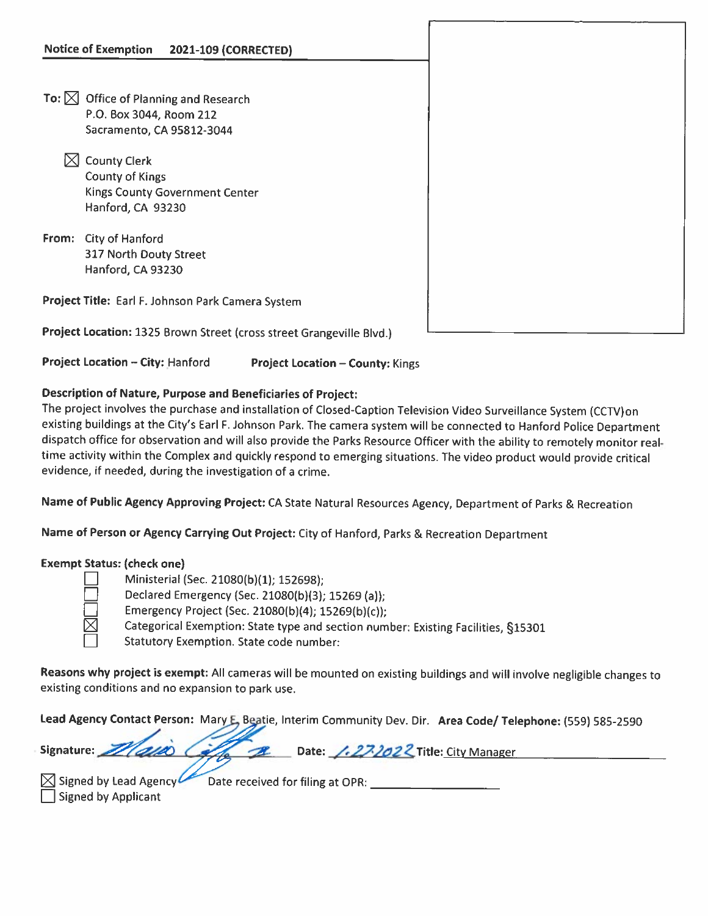**Notice of Exemption 2021-109 (CORRECTED)**

**To:** ☒ Office of Planning and Research
P.O. Box 3044, Room 212
Sacramento, CA 95812-3044

☒ County Clerk
County of Kings
Kings County Government Center
Hanford, CA 93230

**From:** City of Hanford
317 North Douty Street
Hanford, CA 93230

**Project Title:** Earl F. Johnson Park Camera System

**Project Location:** 1325 Brown Street (cross street Grangeville Blvd.)

**Project Location – City:** Hanford **Project Location – County:** Kings

**Description of Nature, Purpose and Beneficiaries of Project:**
The project involves the purchase and installation of Closed-Caption Television Video Surveillance System (CCTV)on existing buildings at the City's Earl F. Johnson Park. The camera system will be connected to Hanford Police Department dispatch office for observation and will also provide the Parks Resource Officer with the ability to remotely monitor real-time activity within the Complex and quickly respond to emerging situations. The video product would provide critical evidence, if needed, during the investigation of a crime.

**Name of Public Agency Approving Project:** CA State Natural Resources Agency, Department of Parks & Recreation

**Name of Person or Agency Carrying Out Project:** City of Hanford, Parks & Recreation Department

**Exempt Status: (check one)**

- ☐ Ministerial (Sec. 21080(b)(1); 152698);
- ☐ Declared Emergency (Sec. 21080(b)(3); 15269 (a));
- ☐ Emergency Project (Sec. 21080(b)(4); 15269(b)(c));
- ☒ Categorical Exemption: State type and section number: Existing Facilities, §15301
- ☐ Statutory Exemption. State code number:

**Reasons why project is exempt:** All cameras will be mounted on existing buildings and will involve negligible changes to existing conditions and no expansion to park use.

**Lead Agency Contact Person:** Mary E. Beatie, Interim Community Dev. Dir. **Area Code/ Telephone:** (559) 585-2590

**Signature:** [signature] **Date:** 1.27.2022 **Title:** City Manager

☒ Signed by Lead Agency Date received for filing at OPR: ____________
☐ Signed by Applicant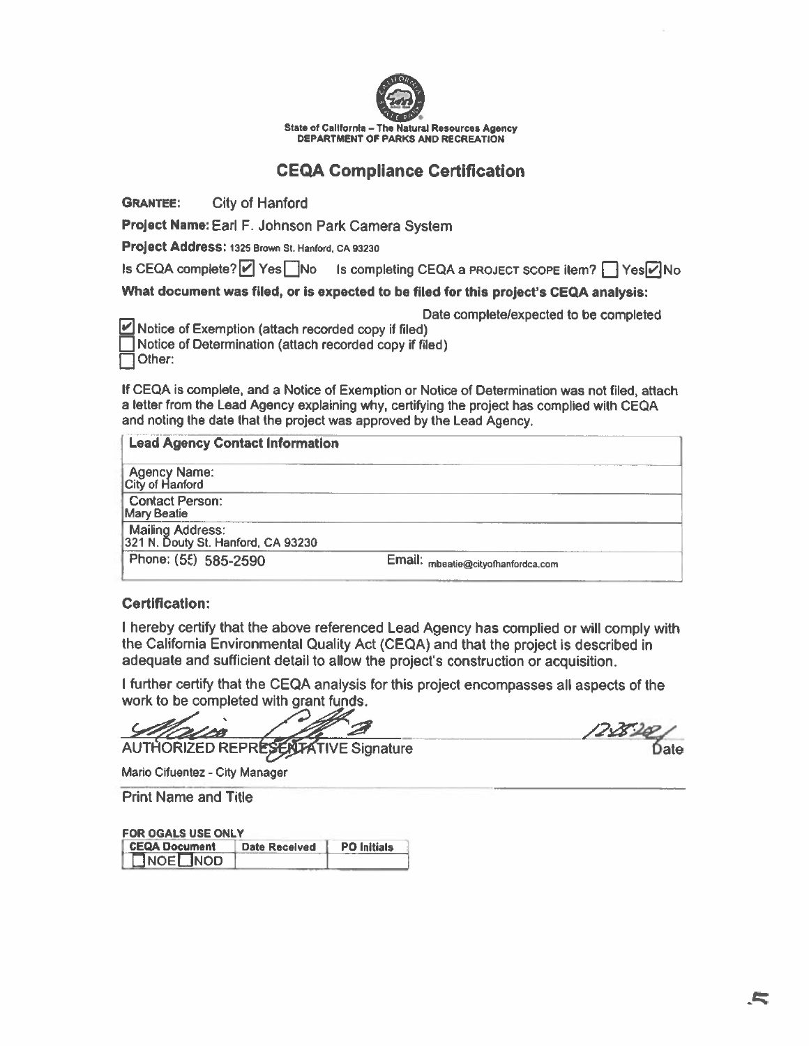State of California – The Natural Resources Agency
DEPARTMENT OF PARKS AND RECREATION

# CEQA Compliance Certification

**GRANTEE:** City of Hanford

**Project Name:** Earl F. Johnson Park Camera System

**Project Address:** 1325 Brown St. Hanford, CA 93230

Is CEQA complete? ☑ Yes ☐ No  Is completing CEQA a PROJECT SCOPE item? ☐ Yes ☑ No

**What document was filed, or is expected to be filed for this project's CEQA analysis:**

Date complete/expected to be completed

☑ Notice of Exemption (attach recorded copy if filed)
☐ Notice of Determination (attach recorded copy if filed)
☐ Other:

If CEQA is complete, and a Notice of Exemption or Notice of Determination was not filed, attach a letter from the Lead Agency explaining why, certifying the project has complied with CEQA and noting the date that the project was approved by the Lead Agency.

| **Lead Agency Contact Information** | |
|---|---|
| Agency Name: City of Hanford | |
| Contact Person: Mary Beatie | |
| Mailing Address: 321 N. Douty St. Hanford, CA 93230 | |
| Phone: (55) 585-2590 | Email: mbeatie@cityofhanfordca.com |

**Certification:**

I hereby certify that the above referenced Lead Agency has complied or will comply with the California Environmental Quality Act (CEQA) and that the project is described in adequate and sufficient detail to allow the project's construction or acquisition.

I further certify that the CEQA analysis for this project encompasses all aspects of the work to be completed with grant funds.

AUTHORIZED REPRESENTATIVE Signature — Date: 12/28/2021

Mario Cifuentez - City Manager

Print Name and Title

**FOR OGALS USE ONLY**

| CEQA Document | Date Received | PO Initials |
|---|---|---|
| ☐ NOE ☐ NOD | | |